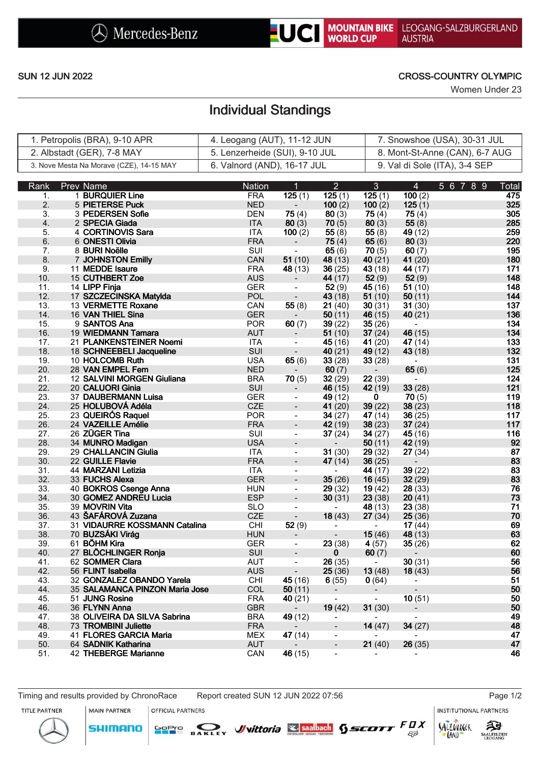Mercedes-Benz | UCI MOUNTAIN BIKE WORLD CUP | LEOGANG-SALZBURGERLAND AUSTRIA

SUN 12 JUN 2022

CROSS-COUNTRY OLYMPIC

Women Under 23

# Individual Standings

| | | |
|---|---|---|
| 1. Petropolis (BRA), 9-10 APR | 4. Leogang (AUT), 11-12 JUN | 7. Snowshoe (USA), 30-31 JUL |
| 2. Albstadt (GER), 7-8 MAY | 5. Lenzerheide (SUI), 9-10 JUL | 8. Mont-St-Anne (CAN), 6-7 AUG |
| 3. Nove Mesta Na Morave (CZE), 14-15 MAY | 6. Valnord (AND), 16-17 JUL | 9. Val di Sole (ITA), 3-4 SEP |

| Rank | Prev | Name | Nation | 1 | 2 | 3 | 4 | 5 | 6 | 7 | 8 | 9 | Total |
|---|---|---|---|---|---|---|---|---|---|---|---|---|---|
| 1. | 1 | **BURQUIER Line** | FRA | **125** (1) | **125** (1) | **125** (1) | **100** (2) | | | | | | **475** |
| 2. | 5 | **PIETERSE Puck** | NED | - | **100** (2) | **100** (2) | **125** (1) | | | | | | **325** |
| 3. | 3 | **PEDERSEN Sofie** | DEN | **75** (4) | **80** (3) | **75** (4) | **75** (4) | | | | | | **305** |
| 4. | 2 | **SPECIA Giada** | ITA | **80** (3) | **70** (5) | **80** (3) | **55** (8) | | | | | | **285** |
| 5. | 4 | **CORTINOVIS Sara** | ITA | **100** (2) | **55** (8) | **55** (8) | **49** (12) | | | | | | **259** |
| 6. | 6 | **ONESTI Olivia** | FRA | - | **75** (4) | **65** (6) | **80** (3) | | | | | | **220** |
| 7. | 8 | **BURI Noëlle** | SUI | - | **65** (6) | **70** (5) | **60** (7) | | | | | | **195** |
| 8. | 7 | **JOHNSTON Emilly** | CAN | **51** (10) | **48** (13) | **40** (21) | **41** (20) | | | | | | **180** |
| 9. | 11 | **MEDDE Isaure** | FRA | **48** (13) | **36** (25) | **43** (18) | **44** (17) | | | | | | **171** |
| 10. | 15 | **CUTHBERT Zoe** | AUS | - | **44** (17) | **52** (9) | **52** (9) | | | | | | **148** |
| 11. | 14 | **LIPP Finja** | GER | - | **52** (9) | **45** (16) | **51** (10) | | | | | | **148** |
| 12. | 17 | **SZCZECINSKA Matylda** | POL | - | **43** (18) | **51** (10) | **50** (11) | | | | | | **144** |
| 13. | 13 | **VERMETTE Roxane** | CAN | **55** (8) | **21** (40) | **30** (31) | **31** (30) | | | | | | **137** |
| 14. | 16 | **VAN THIEL Sina** | GER | - | **50** (11) | **46** (15) | **40** (21) | | | | | | **136** |
| 15. | 9 | **SANTOS Ana** | POR | **60** (7) | **39** (22) | **35** (26) | - | | | | | | **134** |
| 16. | 19 | **WIEDMANN Tamara** | AUT | - | **51** (10) | **37** (24) | **46** (15) | | | | | | **134** |
| 17. | 21 | **PLANKENSTEINER Noemi** | ITA | - | **45** (16) | **41** (20) | **47** (14) | | | | | | **133** |
| 18. | 18 | **SCHNEEBELI Jacqueline** | SUI | - | **40** (21) | **49** (12) | **43** (18) | | | | | | **132** |
| 19. | 10 | **HOLCOMB Ruth** | USA | **65** (6) | **33** (28) | **33** (28) | - | | | | | | **131** |
| 20. | 28 | **VAN EMPEL Fem** | NED | - | **60** (7) | - | **65** (6) | | | | | | **125** |
| 21. | 12 | **SALVINI MORGEN Giuliana** | BRA | **70** (5) | **32** (29) | **22** (39) | - | | | | | | **124** |
| 22. | 20 | **CALUORI Ginia** | SUI | - | **46** (15) | **42** (19) | **33** (28) | | | | | | **121** |
| 23. | 37 | **DAUBERMANN Luisa** | GER | - | **49** (12) | **0** | **70** (5) | | | | | | **119** |
| 24. | 25 | **HOLUBOVÁ Adéla** | CZE | - | **41** (20) | **39** (22) | **38** (23) | | | | | | **118** |
| 25. | 23 | **QUEIRÓS Raquel** | POR | - | **34** (27) | **47** (14) | **36** (25) | | | | | | **117** |
| 26. | 24 | **VAZEILLE Amélie** | FRA | - | **42** (19) | **38** (23) | **37** (24) | | | | | | **117** |
| 27. | 26 | **ZÜGER Tina** | SUI | - | **37** (24) | **34** (27) | **45** (16) | | | | | | **116** |
| 28. | 34 | **MUNRO Madigan** | USA | - | - | **50** (11) | **42** (19) | | | | | | **92** |
| 29. | 29 | **CHALLANCIN Giulia** | ITA | - | **31** (30) | **29** (32) | **27** (34) | | | | | | **87** |
| 30. | 22 | **GUILLE Flavie** | FRA | - | **47** (14) | **36** (25) | - | | | | | | **83** |
| 31. | 44 | **MARZANI Letizia** | ITA | - | - | **44** (17) | **39** (22) | | | | | | **83** |
| 32. | 33 | **FUCHS Alexa** | GER | - | **35** (26) | **16** (45) | **32** (29) | | | | | | **83** |
| 33. | 40 | **BOKROS Csenge Anna** | HUN | - | **29** (32) | **19** (42) | **28** (33) | | | | | | **76** |
| 34. | 30 | **GOMEZ ANDREU Lucia** | ESP | - | **30** (31) | **23** (38) | **20** (41) | | | | | | **73** |
| 35. | 39 | **MOVRIN Vita** | SLO | - | - | **48** (13) | **23** (38) | | | | | | **71** |
| 36. | 43 | **ŠAFÁROVÁ Zuzana** | CZE | - | **18** (43) | **27** (34) | **25** (36) | | | | | | **70** |
| 37. | 31 | **VIDAURRE KOSSMANN Catalina** | CHI | **52** (9) | - | - | **17** (44) | | | | | | **69** |
| 38. | 70 | **BUZSÁKI Virág** | HUN | - | - | **15** (46) | **48** (13) | | | | | | **63** |
| 39. | 61 | **BÖHM Kira** | GER | - | **23** (38) | **4** (57) | **35** (26) | | | | | | **62** |
| 40. | 27 | **BLÖCHLINGER Ronja** | SUI | - | **0** | **60** (7) | - | | | | | | **60** |
| 41. | 62 | **SOMMER Clara** | AUT | - | **26** (35) | - | **30** (31) | | | | | | **56** |
| 42. | 56 | **FLINT Isabella** | AUS | - | **25** (36) | **13** (48) | **18** (43) | | | | | | **56** |
| 43. | 32 | **GONZALEZ OBANDO Yarela** | CHI | **45** (16) | **6** (55) | **0** (64) | - | | | | | | **51** |
| 44. | 35 | **SALAMANCA PINZON Maria Jose** | COL | **50** (11) | - | - | - | | | | | | **50** |
| 45. | 51 | **JUNG Rosine** | FRA | **40** (21) | - | - | **10** (51) | | | | | | **50** |
| 46. | 36 | **FLYNN Anna** | GBR | - | **19** (42) | **31** (30) | - | | | | | | **50** |
| 47. | 38 | **OLIVEIRA DA SILVA Sabrina** | BRA | **49** (12) | - | - | - | | | | | | **49** |
| 48. | 73 | **TROMBINI Juliette** | FRA | - | - | **14** (47) | **34** (27) | | | | | | **48** |
| 49. | 41 | **FLORES GARCIA Maria** | MEX | **47** (14) | - | - | - | | | | | | **47** |
| 50. | 64 | **SADNIK Katharina** | AUT | - | - | **21** (40) | **26** (35) | | | | | | **47** |
| 51. | 42 | **THEBERGE Marianne** | CAN | **46** (15) | - | - | - | | | | | | **46** |

Timing and results provided by ChronoRace    Report created SUN 12 JUN 2022 07:56

TITLE PARTNER: Mercedes-Benz | MAIN PARTNER: SHIMANO | OFFICIAL PARTNERS: GoPro, OAKLEY, vittoria, saalbach, SCOTT, FOX | INSTITUTIONAL PARTNERS: SalzburgerLand, Saalfelden Leogang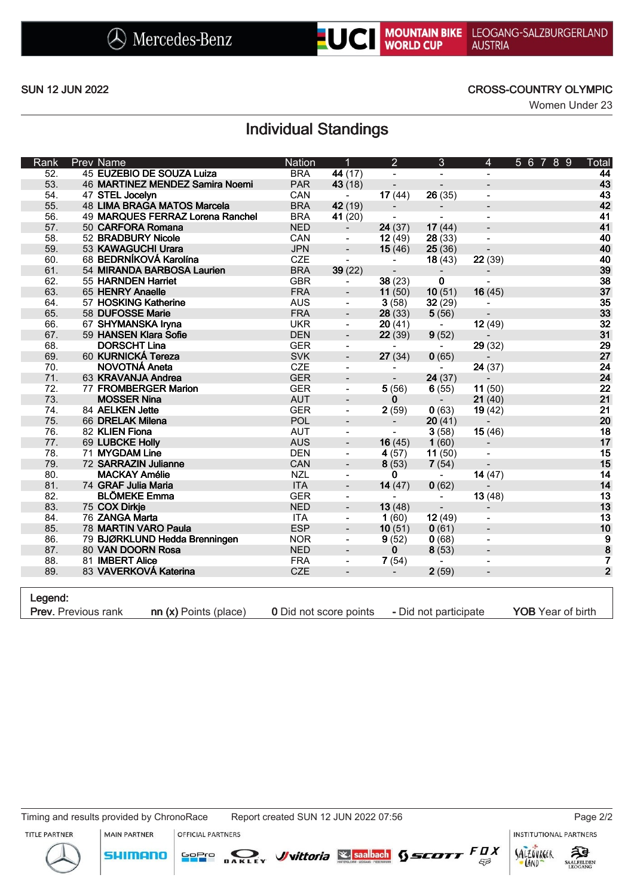SUN 12 JUN 2022

CROSS-COUNTRY OLYMPIC

Women Under 23

# Individual Standings

| Rank | Prev | Name | Nation | 1 | 2 | 3 | 4 | 5 6 7 8 9 | Total |
|---|---|---|---|---|---|---|---|---|---|
| 52. | 45 | **EUZEBIO DE SOUZA Luiza** | BRA | **44** (17) | - | - | - | | **44** |
| 53. | 46 | **MARTINEZ MENDEZ Samira Noemi** | PAR | **43** (18) | - | - | - | | **43** |
| 54. | 47 | **STEL Jocelyn** | CAN | - | **17** (44) | **26** (35) | - | | **43** |
| 55. | 48 | **LIMA BRAGA MATOS Marcela** | BRA | **42** (19) | - | - | - | | **42** |
| 56. | 49 | **MARQUES FERRAZ Lorena Ranchel** | BRA | **41** (20) | - | - | - | | **41** |
| 57. | 50 | **CARFORA Romana** | NED | - | **24** (37) | **17** (44) | - | | **41** |
| 58. | 52 | **BRADBURY Nicole** | CAN | - | **12** (49) | **28** (33) | - | | **40** |
| 59. | 53 | **KAWAGUCHI Urara** | JPN | - | **15** (46) | **25** (36) | - | | **40** |
| 60. | 68 | **BEDRNÍKOVÁ Karolína** | CZE | - | - | **18** (43) | **22** (39) | | **40** |
| 61. | 54 | **MIRANDA BARBOSA Laurien** | BRA | **39** (22) | - | - | - | | **39** |
| 62. | 55 | **HARNDEN Harriet** | GBR | - | **38** (23) | **0** | - | | **38** |
| 63. | 65 | **HENRY Anaelle** | FRA | - | **11** (50) | **10** (51) | **16** (45) | | **37** |
| 64. | 57 | **HOSKING Katherine** | AUS | - | **3** (58) | **32** (29) | - | | **35** |
| 65. | 58 | **DUFOSSE Marie** | FRA | - | **28** (33) | **5** (56) | - | | **33** |
| 66. | 67 | **SHYMANSKA Iryna** | UKR | - | **20** (41) | - | **12** (49) | | **32** |
| 67. | 59 | **HANSEN Klara Sofie** | DEN | - | **22** (39) | **9** (52) | - | | **31** |
| 68. | | **DORSCHT Lina** | GER | - | - | - | **29** (32) | | **29** |
| 69. | 60 | **KURNICKÁ Tereza** | SVK | - | **27** (34) | **0** (65) | - | | **27** |
| 70. | | **NOVOTNÁ Aneta** | CZE | - | - | - | **24** (37) | | **24** |
| 71. | 63 | **KRAVANJA Andrea** | GER | - | - | **24** (37) | - | | **24** |
| 72. | 77 | **FROMBERGER Marion** | GER | - | **5** (56) | **6** (55) | **11** (50) | | **22** |
| 73. | | **MOSSER Nina** | AUT | - | **0** | - | **21** (40) | | **21** |
| 74. | 84 | **AELKEN Jette** | GER | - | **2** (59) | **0** (63) | **19** (42) | | **21** |
| 75. | 66 | **DRELAK Milena** | POL | - | - | **20** (41) | - | | **20** |
| 76. | 82 | **KLIEN Fiona** | AUT | - | - | **3** (58) | **15** (46) | | **18** |
| 77. | 69 | **LUBCKE Holly** | AUS | - | **16** (45) | **1** (60) | - | | **17** |
| 78. | 71 | **MYGDAM Line** | DEN | - | **4** (57) | **11** (50) | - | | **15** |
| 79. | 72 | **SARRAZIN Julianne** | CAN | - | **8** (53) | **7** (54) | - | | **15** |
| 80. | | **MACKAY Amélie** | NZL | - | **0** | - | **14** (47) | | **14** |
| 81. | 74 | **GRAF Julia Maria** | ITA | - | **14** (47) | **0** (62) | - | | **14** |
| 82. | | **BLÖMEKE Emma** | GER | - | - | - | **13** (48) | | **13** |
| 83. | 75 | **COX Dirkje** | NED | - | **13** (48) | - | - | | **13** |
| 84. | 76 | **ZANGA Marta** | ITA | - | **1** (60) | **12** (49) | - | | **13** |
| 85. | 78 | **MARTIN VARO Paula** | ESP | - | **10** (51) | **0** (61) | - | | **10** |
| 86. | 79 | **BJØRKLUND Hedda Brenningen** | NOR | - | **9** (52) | **0** (68) | - | | **9** |
| 87. | 80 | **VAN DOORN Rosa** | NED | - | **0** | **8** (53) | - | | **8** |
| 88. | 81 | **IMBERT Alice** | FRA | - | **7** (54) | - | - | | **7** |
| 89. | 83 | **VAVERKOVÁ Katerina** | CZE | - | - | **2** (59) | - | | **2** |

Legend:
**Prev.** Previous rank | **nn (x)** Points (place) | **0** Did not score points | **-** Did not participate | **YOB** Year of birth

Timing and results provided by ChronoRace — Report created SUN 12 JUN 2022 07:56